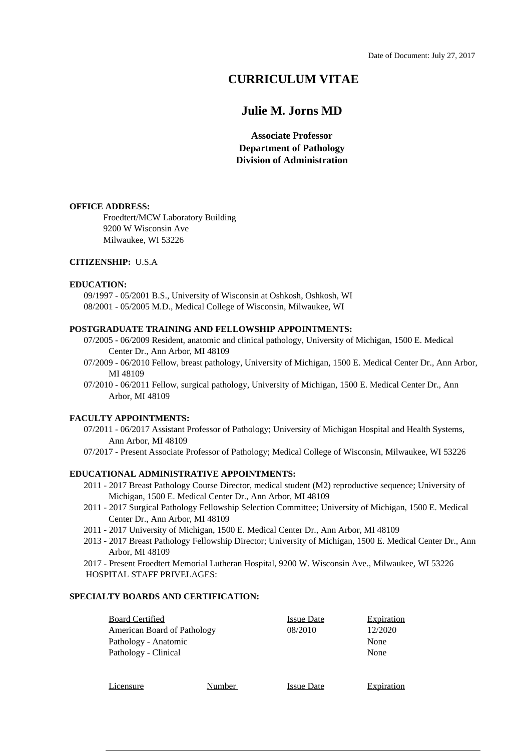Date of Document: July 27, 2017

# CURRICULUM VITAE

## Julie M. Jorns MD

**Associate Professor**
**Department of Pathology**
**Division of Administration**

**OFFICE ADDRESS:**

Froedtert/MCW Laboratory Building
9200 W Wisconsin Ave
Milwaukee, WI 53226

**CITIZENSHIP:** U.S.A

**EDUCATION:**

09/1997 - 05/2001 B.S., University of Wisconsin at Oshkosh, Oshkosh, WI
08/2001 - 05/2005 M.D., Medical College of Wisconsin, Milwaukee, WI

**POSTGRADUATE TRAINING AND FELLOWSHIP APPOINTMENTS:**

07/2005 - 06/2009 Resident, anatomic and clinical pathology, University of Michigan, 1500 E. Medical Center Dr., Ann Arbor, MI 48109
07/2009 - 06/2010 Fellow, breast pathology, University of Michigan, 1500 E. Medical Center Dr., Ann Arbor, MI 48109
07/2010 - 06/2011 Fellow, surgical pathology, University of Michigan, 1500 E. Medical Center Dr., Ann Arbor, MI 48109

**FACULTY APPOINTMENTS:**

07/2011 - 06/2017 Assistant Professor of Pathology; University of Michigan Hospital and Health Systems, Ann Arbor, MI 48109
07/2017 - Present Associate Professor of Pathology; Medical College of Wisconsin, Milwaukee, WI 53226

**EDUCATIONAL ADMINISTRATIVE APPOINTMENTS:**

2011 - 2017 Breast Pathology Course Director, medical student (M2) reproductive sequence; University of Michigan, 1500 E. Medical Center Dr., Ann Arbor, MI 48109
2011 - 2017 Surgical Pathology Fellowship Selection Committee; University of Michigan, 1500 E. Medical Center Dr., Ann Arbor, MI 48109
2011 - 2017 University of Michigan, 1500 E. Medical Center Dr., Ann Arbor, MI 48109
2013 - 2017 Breast Pathology Fellowship Director; University of Michigan, 1500 E. Medical Center Dr., Ann Arbor, MI 48109
2017 - Present Froedtert Memorial Lutheran Hospital, 9200 W. Wisconsin Ave., Milwaukee, WI 53226
HOSPITAL STAFF PRIVELAGES:

**SPECIALTY BOARDS AND CERTIFICATION:**

| Board Certified | Issue Date | Expiration |
|---|---|---|
| American Board of Pathology | 08/2010 | 12/2020 |
| Pathology - Anatomic | | None |
| Pathology - Clinical | | None |

| Licensure | Number | Issue Date | Expiration |
|---|---|---|---|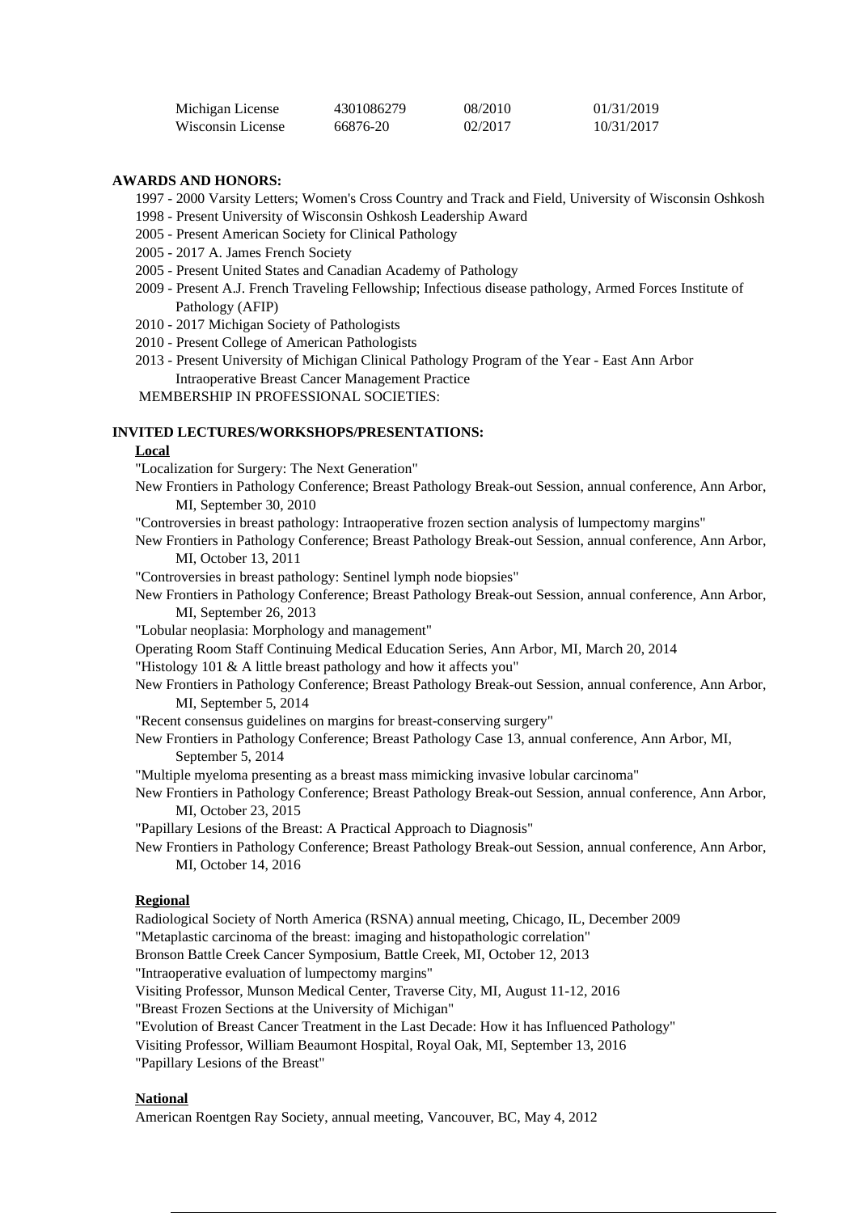| | | | |
|---|---|---|---|
| Michigan License | 4301086279 | 08/2010 | 01/31/2019 |
| Wisconsin License | 66876-20 | 02/2017 | 10/31/2017 |

**AWARDS AND HONORS:**

1997 - 2000 Varsity Letters; Women's Cross Country and Track and Field, University of Wisconsin Oshkosh
1998 - Present University of Wisconsin Oshkosh Leadership Award
2005 - Present American Society for Clinical Pathology
2005 - 2017 A. James French Society
2005 - Present United States and Canadian Academy of Pathology
2009 - Present A.J. French Traveling Fellowship; Infectious disease pathology, Armed Forces Institute of Pathology (AFIP)
2010 - 2017 Michigan Society of Pathologists
2010 - Present College of American Pathologists
2013 - Present University of Michigan Clinical Pathology Program of the Year - East Ann Arbor Intraoperative Breast Cancer Management Practice
MEMBERSHIP IN PROFESSIONAL SOCIETIES:

**INVITED LECTURES/WORKSHOPS/PRESENTATIONS:**

**Local**

"Localization for Surgery: The Next Generation"
New Frontiers in Pathology Conference; Breast Pathology Break-out Session, annual conference, Ann Arbor, MI, September 30, 2010
"Controversies in breast pathology: Intraoperative frozen section analysis of lumpectomy margins"
New Frontiers in Pathology Conference; Breast Pathology Break-out Session, annual conference, Ann Arbor, MI, October 13, 2011
"Controversies in breast pathology: Sentinel lymph node biopsies"
New Frontiers in Pathology Conference; Breast Pathology Break-out Session, annual conference, Ann Arbor, MI, September 26, 2013
"Lobular neoplasia: Morphology and management"
Operating Room Staff Continuing Medical Education Series, Ann Arbor, MI, March 20, 2014
"Histology 101 & A little breast pathology and how it affects you"
New Frontiers in Pathology Conference; Breast Pathology Break-out Session, annual conference, Ann Arbor, MI, September 5, 2014
"Recent consensus guidelines on margins for breast-conserving surgery"
New Frontiers in Pathology Conference; Breast Pathology Case 13, annual conference, Ann Arbor, MI, September 5, 2014
"Multiple myeloma presenting as a breast mass mimicking invasive lobular carcinoma"
New Frontiers in Pathology Conference; Breast Pathology Break-out Session, annual conference, Ann Arbor, MI, October 23, 2015
"Papillary Lesions of the Breast: A Practical Approach to Diagnosis"
New Frontiers in Pathology Conference; Breast Pathology Break-out Session, annual conference, Ann Arbor, MI, October 14, 2016

**Regional**

Radiological Society of North America (RSNA) annual meeting, Chicago, IL, December 2009
"Metaplastic carcinoma of the breast: imaging and histopathologic correlation"
Bronson Battle Creek Cancer Symposium, Battle Creek, MI, October 12, 2013
"Intraoperative evaluation of lumpectomy margins"
Visiting Professor, Munson Medical Center, Traverse City, MI, August 11-12, 2016
"Breast Frozen Sections at the University of Michigan"
"Evolution of Breast Cancer Treatment in the Last Decade: How it has Influenced Pathology"
Visiting Professor, William Beaumont Hospital, Royal Oak, MI, September 13, 2016
"Papillary Lesions of the Breast"

**National**

American Roentgen Ray Society, annual meeting, Vancouver, BC, May 4, 2012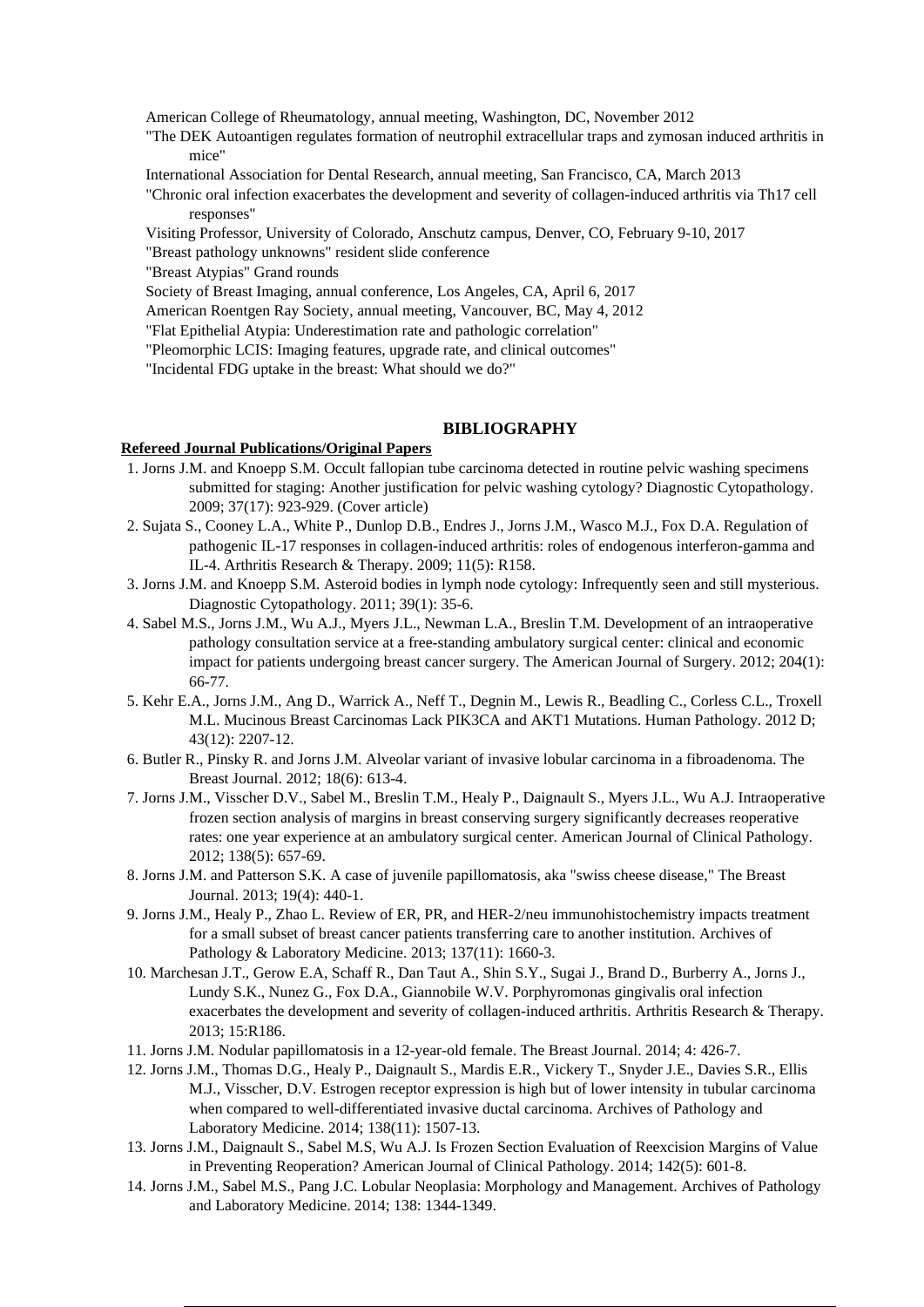American College of Rheumatology, annual meeting, Washington, DC, November 2012

"The DEK Autoantigen regulates formation of neutrophil extracellular traps and zymosan induced arthritis in mice"

International Association for Dental Research, annual meeting, San Francisco, CA, March 2013

"Chronic oral infection exacerbates the development and severity of collagen-induced arthritis via Th17 cell responses"

Visiting Professor, University of Colorado, Anschutz campus, Denver, CO, February 9-10, 2017

"Breast pathology unknowns" resident slide conference

"Breast Atypias" Grand rounds

Society of Breast Imaging, annual conference, Los Angeles, CA, April 6, 2017

American Roentgen Ray Society, annual meeting, Vancouver, BC, May 4, 2012

"Flat Epithelial Atypia: Underestimation rate and pathologic correlation"

"Pleomorphic LCIS: Imaging features, upgrade rate, and clinical outcomes"

"Incidental FDG uptake in the breast: What should we do?"

## BIBLIOGRAPHY

**Refereed Journal Publications/Original Papers**

1. Jorns J.M. and Knoepp S.M. Occult fallopian tube carcinoma detected in routine pelvic washing specimens submitted for staging: Another justification for pelvic washing cytology? Diagnostic Cytopathology. 2009; 37(17): 923-929. (Cover article)
2. Sujata S., Cooney L.A., White P., Dunlop D.B., Endres J., Jorns J.M., Wasco M.J., Fox D.A. Regulation of pathogenic IL-17 responses in collagen-induced arthritis: roles of endogenous interferon-gamma and IL-4. Arthritis Research & Therapy. 2009; 11(5): R158.
3. Jorns J.M. and Knoepp S.M. Asteroid bodies in lymph node cytology: Infrequently seen and still mysterious. Diagnostic Cytopathology. 2011; 39(1): 35-6.
4. Sabel M.S., Jorns J.M., Wu A.J., Myers J.L., Newman L.A., Breslin T.M. Development of an intraoperative pathology consultation service at a free-standing ambulatory surgical center: clinical and economic impact for patients undergoing breast cancer surgery. The American Journal of Surgery. 2012; 204(1): 66-77.
5. Kehr E.A., Jorns J.M., Ang D., Warrick A., Neff T., Degnin M., Lewis R., Beadling C., Corless C.L., Troxell M.L. Mucinous Breast Carcinomas Lack PIK3CA and AKT1 Mutations. Human Pathology. 2012 D; 43(12): 2207-12.
6. Butler R., Pinsky R. and Jorns J.M. Alveolar variant of invasive lobular carcinoma in a fibroadenoma. The Breast Journal. 2012; 18(6): 613-4.
7. Jorns J.M., Visscher D.V., Sabel M., Breslin T.M., Healy P., Daignault S., Myers J.L., Wu A.J. Intraoperative frozen section analysis of margins in breast conserving surgery significantly decreases reoperative rates: one year experience at an ambulatory surgical center. American Journal of Clinical Pathology. 2012; 138(5): 657-69.
8. Jorns J.M. and Patterson S.K. A case of juvenile papillomatosis, aka "swiss cheese disease," The Breast Journal. 2013; 19(4): 440-1.
9. Jorns J.M., Healy P., Zhao L. Review of ER, PR, and HER-2/neu immunohistochemistry impacts treatment for a small subset of breast cancer patients transferring care to another institution. Archives of Pathology & Laboratory Medicine. 2013; 137(11): 1660-3.
10. Marchesan J.T., Gerow E.A, Schaff R., Dan Taut A., Shin S.Y., Sugai J., Brand D., Burberry A., Jorns J., Lundy S.K., Nunez G., Fox D.A., Giannobile W.V. Porphyromonas gingivalis oral infection exacerbates the development and severity of collagen-induced arthritis. Arthritis Research & Therapy. 2013; 15:R186.
11. Jorns J.M. Nodular papillomatosis in a 12-year-old female. The Breast Journal. 2014; 4: 426-7.
12. Jorns J.M., Thomas D.G., Healy P., Daignault S., Mardis E.R., Vickery T., Snyder J.E., Davies S.R., Ellis M.J., Visscher, D.V. Estrogen receptor expression is high but of lower intensity in tubular carcinoma when compared to well-differentiated invasive ductal carcinoma. Archives of Pathology and Laboratory Medicine. 2014; 138(11): 1507-13.
13. Jorns J.M., Daignault S., Sabel M.S, Wu A.J. Is Frozen Section Evaluation of Reexcision Margins of Value in Preventing Reoperation? American Journal of Clinical Pathology. 2014; 142(5): 601-8.
14. Jorns J.M., Sabel M.S., Pang J.C. Lobular Neoplasia: Morphology and Management. Archives of Pathology and Laboratory Medicine. 2014; 138: 1344-1349.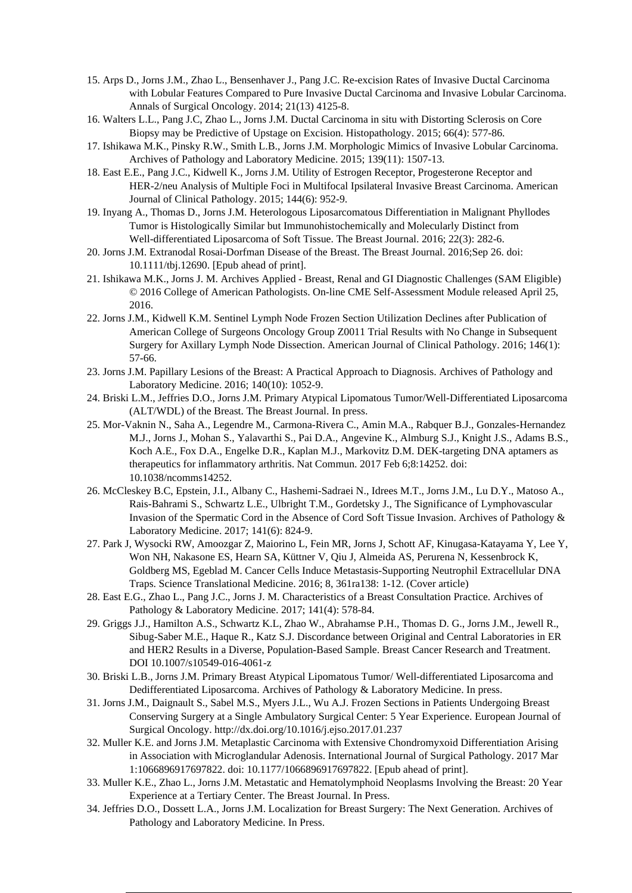15. Arps D., Jorns J.M., Zhao L., Bensenhaver J., Pang J.C. Re-excision Rates of Invasive Ductal Carcinoma with Lobular Features Compared to Pure Invasive Ductal Carcinoma and Invasive Lobular Carcinoma. Annals of Surgical Oncology. 2014; 21(13) 4125-8.
16. Walters L.L., Pang J.C, Zhao L., Jorns J.M. Ductal Carcinoma in situ with Distorting Sclerosis on Core Biopsy may be Predictive of Upstage on Excision. Histopathology. 2015; 66(4): 577-86.
17. Ishikawa M.K., Pinsky R.W., Smith L.B., Jorns J.M. Morphologic Mimics of Invasive Lobular Carcinoma. Archives of Pathology and Laboratory Medicine. 2015; 139(11): 1507-13.
18. East E.E., Pang J.C., Kidwell K., Jorns J.M. Utility of Estrogen Receptor, Progesterone Receptor and HER-2/neu Analysis of Multiple Foci in Multifocal Ipsilateral Invasive Breast Carcinoma. American Journal of Clinical Pathology. 2015; 144(6): 952-9.
19. Inyang A., Thomas D., Jorns J.M. Heterologous Liposarcomatous Differentiation in Malignant Phyllodes Tumor is Histologically Similar but Immunohistochemically and Molecularly Distinct from Well-differentiated Liposarcoma of Soft Tissue. The Breast Journal. 2016; 22(3): 282-6.
20. Jorns J.M. Extranodal Rosai-Dorfman Disease of the Breast. The Breast Journal. 2016;Sep 26. doi: 10.1111/tbj.12690. [Epub ahead of print].
21. Ishikawa M.K., Jorns J. M. Archives Applied - Breast, Renal and GI Diagnostic Challenges (SAM Eligible) © 2016 College of American Pathologists. On-line CME Self-Assessment Module released April 25, 2016.
22. Jorns J.M., Kidwell K.M. Sentinel Lymph Node Frozen Section Utilization Declines after Publication of American College of Surgeons Oncology Group Z0011 Trial Results with No Change in Subsequent Surgery for Axillary Lymph Node Dissection. American Journal of Clinical Pathology. 2016; 146(1): 57-66.
23. Jorns J.M. Papillary Lesions of the Breast: A Practical Approach to Diagnosis. Archives of Pathology and Laboratory Medicine. 2016; 140(10): 1052-9.
24. Briski L.M., Jeffries D.O., Jorns J.M. Primary Atypical Lipomatous Tumor/Well-Differentiated Liposarcoma (ALT/WDL) of the Breast. The Breast Journal. In press.
25. Mor-Vaknin N., Saha A., Legendre M., Carmona-Rivera C., Amin M.A., Rabquer B.J., Gonzales-Hernandez M.J., Jorns J., Mohan S., Yalavarthi S., Pai D.A., Angevine K., Almburg S.J., Knight J.S., Adams B.S., Koch A.E., Fox D.A., Engelke D.R., Kaplan M.J., Markovitz D.M. DEK-targeting DNA aptamers as therapeutics for inflammatory arthritis. Nat Commun. 2017 Feb 6;8:14252. doi: 10.1038/ncomms14252.
26. McCleskey B.C, Epstein, J.I., Albany C., Hashemi-Sadraei N., Idrees M.T., Jorns J.M., Lu D.Y., Matoso A., Rais-Bahrami S., Schwartz L.E., Ulbright T.M., Gordetsky J., The Significance of Lymphovascular Invasion of the Spermatic Cord in the Absence of Cord Soft Tissue Invasion. Archives of Pathology & Laboratory Medicine. 2017; 141(6): 824-9.
27. Park J, Wysocki RW, Amoozgar Z, Maiorino L, Fein MR, Jorns J, Schott AF, Kinugasa-Katayama Y, Lee Y, Won NH, Nakasone ES, Hearn SA, Küttner V, Qiu J, Almeida AS, Perurena N, Kessenbrock K, Goldberg MS, Egeblad M. Cancer Cells Induce Metastasis-Supporting Neutrophil Extracellular DNA Traps. Science Translational Medicine. 2016; 8, 361ra138: 1-12. (Cover article)
28. East E.G., Zhao L., Pang J.C., Jorns J. M. Characteristics of a Breast Consultation Practice. Archives of Pathology & Laboratory Medicine. 2017; 141(4): 578-84.
29. Griggs J.J., Hamilton A.S., Schwartz K.L, Zhao W., Abrahamse P.H., Thomas D. G., Jorns J.M., Jewell R., Sibug-Saber M.E., Haque R., Katz S.J. Discordance between Original and Central Laboratories in ER and HER2 Results in a Diverse, Population-Based Sample. Breast Cancer Research and Treatment. DOI 10.1007/s10549-016-4061-z
30. Briski L.B., Jorns J.M. Primary Breast Atypical Lipomatous Tumor/ Well-differentiated Liposarcoma and Dedifferentiated Liposarcoma. Archives of Pathology & Laboratory Medicine. In press.
31. Jorns J.M., Daignault S., Sabel M.S., Myers J.L., Wu A.J. Frozen Sections in Patients Undergoing Breast Conserving Surgery at a Single Ambulatory Surgical Center: 5 Year Experience. European Journal of Surgical Oncology. http://dx.doi.org/10.1016/j.ejso.2017.01.237
32. Muller K.E. and Jorns J.M. Metaplastic Carcinoma with Extensive Chondromyxoid Differentiation Arising in Association with Microglandular Adenosis. International Journal of Surgical Pathology. 2017 Mar 1:1066896917697822. doi: 10.1177/1066896917697822. [Epub ahead of print].
33. Muller K.E., Zhao L., Jorns J.M. Metastatic and Hematolymphoid Neoplasms Involving the Breast: 20 Year Experience at a Tertiary Center. The Breast Journal. In Press.
34. Jeffries D.O., Dossett L.A., Jorns J.M. Localization for Breast Surgery: The Next Generation. Archives of Pathology and Laboratory Medicine. In Press.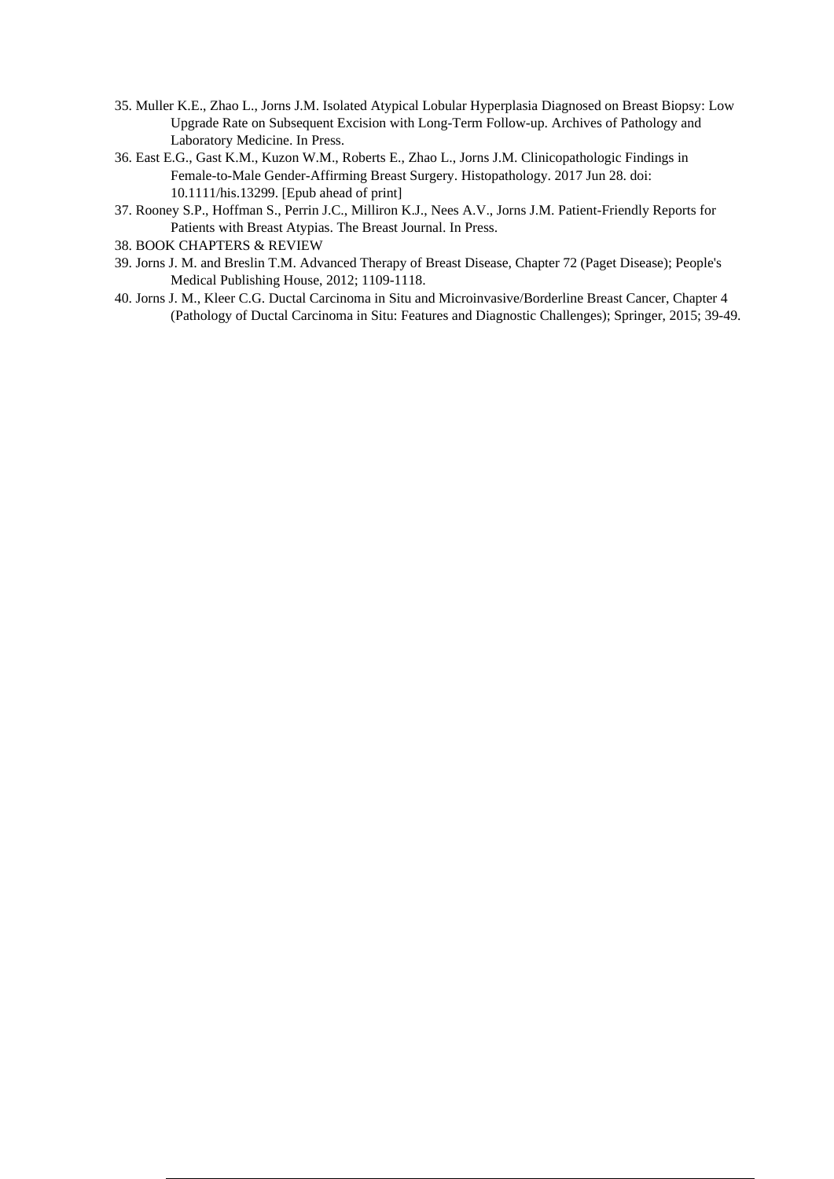35. Muller K.E., Zhao L., Jorns J.M. Isolated Atypical Lobular Hyperplasia Diagnosed on Breast Biopsy: Low Upgrade Rate on Subsequent Excision with Long-Term Follow-up. Archives of Pathology and Laboratory Medicine. In Press.
36. East E.G., Gast K.M., Kuzon W.M., Roberts E., Zhao L., Jorns J.M. Clinicopathologic Findings in Female-to-Male Gender-Affirming Breast Surgery. Histopathology. 2017 Jun 28. doi: 10.1111/his.13299. [Epub ahead of print]
37. Rooney S.P., Hoffman S., Perrin J.C., Milliron K.J., Nees A.V., Jorns J.M. Patient-Friendly Reports for Patients with Breast Atypias. The Breast Journal. In Press.
38. BOOK CHAPTERS & REVIEW
39. Jorns J. M. and Breslin T.M. Advanced Therapy of Breast Disease, Chapter 72 (Paget Disease); People's Medical Publishing House, 2012; 1109-1118.
40. Jorns J. M., Kleer C.G. Ductal Carcinoma in Situ and Microinvasive/Borderline Breast Cancer, Chapter 4 (Pathology of Ductal Carcinoma in Situ: Features and Diagnostic Challenges); Springer, 2015; 39-49.